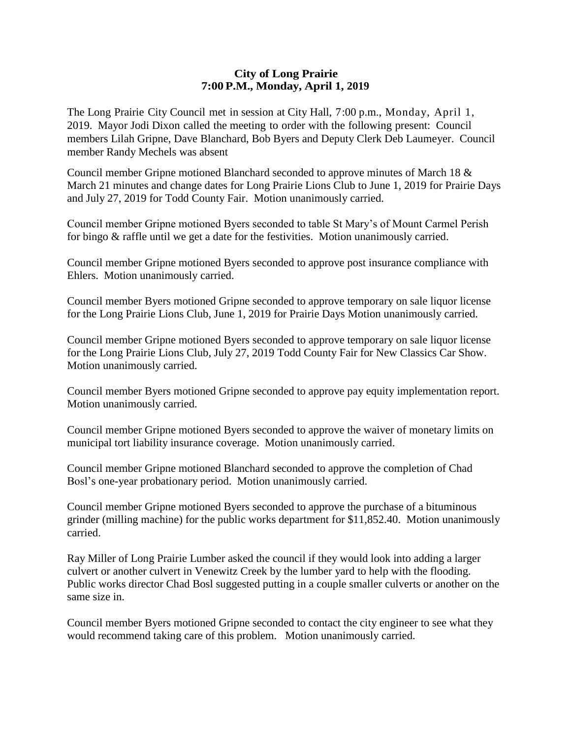**City of Long Prairie**
**7:00 P.M., Monday, April 1, 2019**

The Long Prairie City Council met in session at City Hall, 7:00 p.m., Monday, April 1, 2019. Mayor Jodi Dixon called the meeting to order with the following present: Council members Lilah Gripne, Dave Blanchard, Bob Byers and Deputy Clerk Deb Laumeyer. Council member Randy Mechels was absent

Council member Gripne motioned Blanchard seconded to approve minutes of March 18 & March 21 minutes and change dates for Long Prairie Lions Club to June 1, 2019 for Prairie Days and July 27, 2019 for Todd County Fair. Motion unanimously carried.

Council member Gripne motioned Byers seconded to table St Mary's of Mount Carmel Perish for bingo & raffle until we get a date for the festivities. Motion unanimously carried.

Council member Gripne motioned Byers seconded to approve post insurance compliance with Ehlers. Motion unanimously carried.

Council member Byers motioned Gripne seconded to approve temporary on sale liquor license for the Long Prairie Lions Club, June 1, 2019 for Prairie Days Motion unanimously carried.

Council member Gripne motioned Byers seconded to approve temporary on sale liquor license for the Long Prairie Lions Club, July 27, 2019 Todd County Fair for New Classics Car Show. Motion unanimously carried.

Council member Byers motioned Gripne seconded to approve pay equity implementation report. Motion unanimously carried.

Council member Gripne motioned Byers seconded to approve the waiver of monetary limits on municipal tort liability insurance coverage. Motion unanimously carried.

Council member Gripne motioned Blanchard seconded to approve the completion of Chad Bosl's one-year probationary period. Motion unanimously carried.

Council member Gripne motioned Byers seconded to approve the purchase of a bituminous grinder (milling machine) for the public works department for $11,852.40. Motion unanimously carried.

Ray Miller of Long Prairie Lumber asked the council if they would look into adding a larger culvert or another culvert in Venewitz Creek by the lumber yard to help with the flooding. Public works director Chad Bosl suggested putting in a couple smaller culverts or another on the same size in.

Council member Byers motioned Gripne seconded to contact the city engineer to see what they would recommend taking care of this problem. Motion unanimously carried.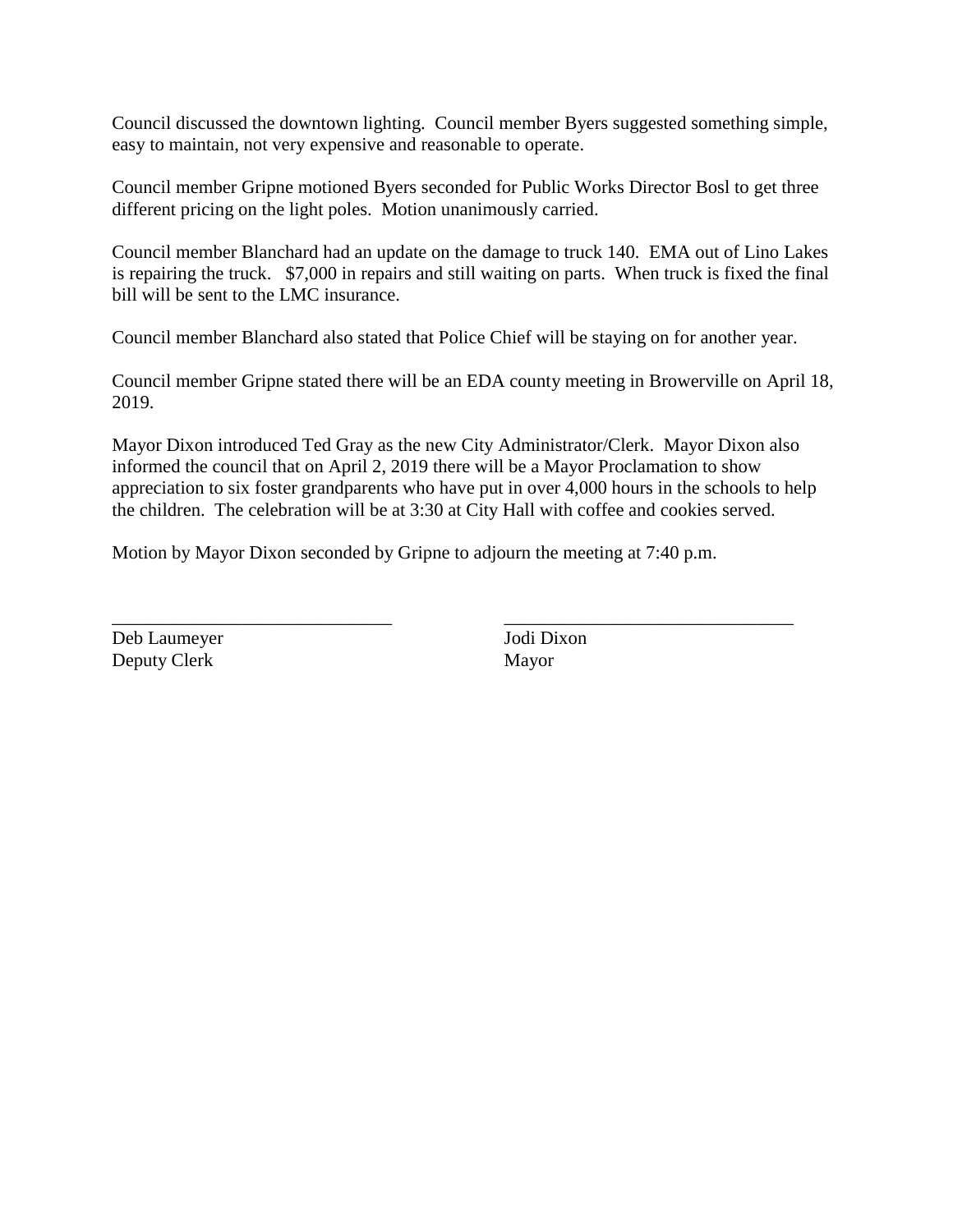Council discussed the downtown lighting. Council member Byers suggested something simple, easy to maintain, not very expensive and reasonable to operate.

Council member Gripne motioned Byers seconded for Public Works Director Bosl to get three different pricing on the light poles. Motion unanimously carried.

Council member Blanchard had an update on the damage to truck 140. EMA out of Lino Lakes is repairing the truck. $7,000 in repairs and still waiting on parts. When truck is fixed the final bill will be sent to the LMC insurance.

Council member Blanchard also stated that Police Chief will be staying on for another year.

Council member Gripne stated there will be an EDA county meeting in Browerville on April 18, 2019.

Mayor Dixon introduced Ted Gray as the new City Administrator/Clerk. Mayor Dixon also informed the council that on April 2, 2019 there will be a Mayor Proclamation to show appreciation to six foster grandparents who have put in over 4,000 hours in the schools to help the children. The celebration will be at 3:30 at City Hall with coffee and cookies served.

Motion by Mayor Dixon seconded by Gripne to adjourn the meeting at 7:40 p.m.

| | |
|---|---|
| ______________________________ | ______________________________ |
| Deb Laumeyer | Jodi Dixon |
| Deputy Clerk | Mayor |